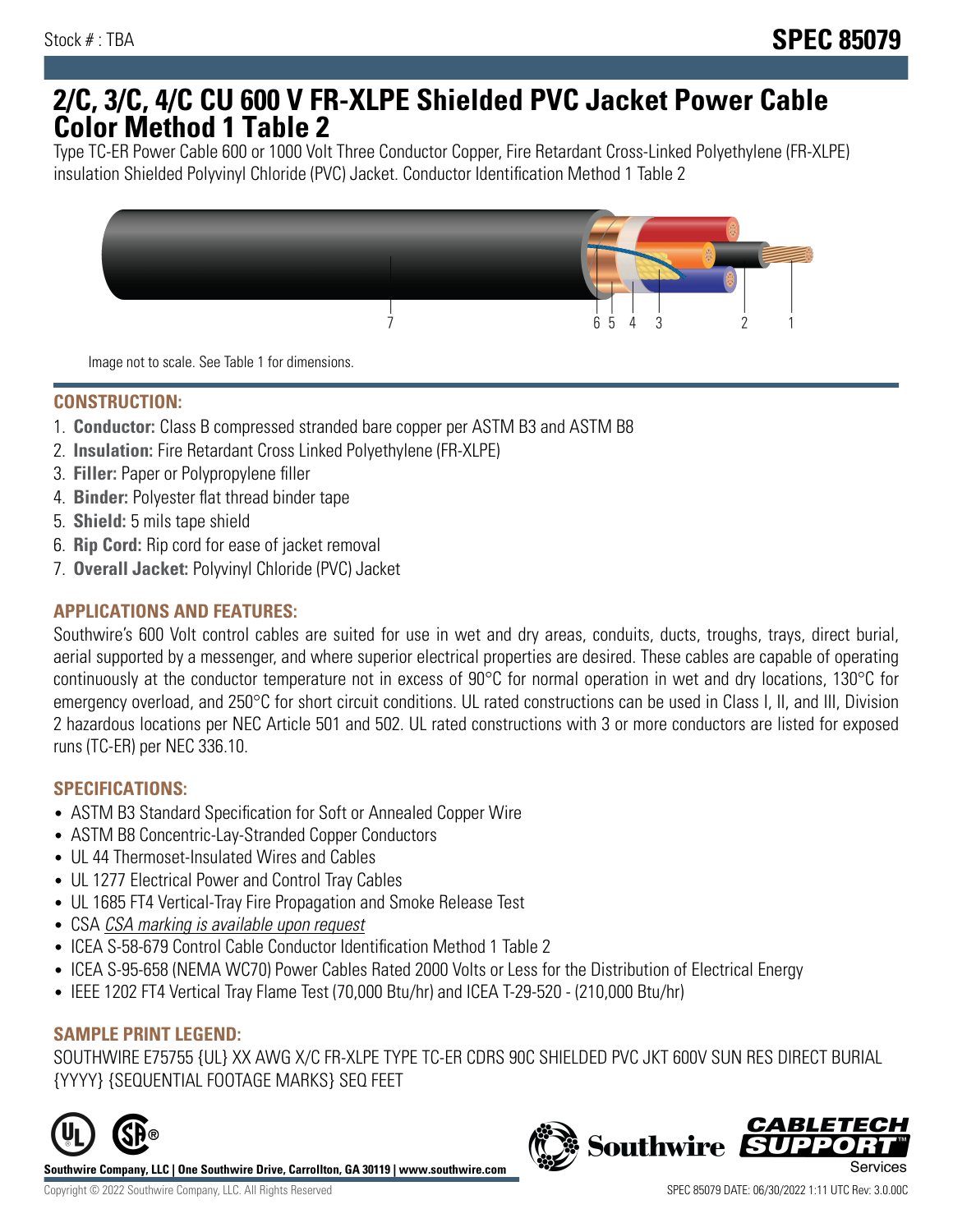Stock # : TBA

# SPEC 85079

# 2/C, 3/C, 4/C CU 600 V FR-XLPE Shielded PVC Jacket Power Cable Color Method 1 Table 2

Type TC-ER Power Cable 600 or 1000 Volt Three Conductor Copper, Fire Retardant Cross-Linked Polyethylene (FR-XLPE) insulation Shielded Polyvinyl Chloride (PVC) Jacket. Conductor Identification Method 1 Table 2

7 6 5 4 3 2 1

Image not to scale. See Table 1 for dimensions.

## CONSTRUCTION:

1. **Conductor:** Class B compressed stranded bare copper per ASTM B3 and ASTM B8
2. **Insulation:** Fire Retardant Cross Linked Polyethylene (FR-XLPE)
3. **Filler:** Paper or Polypropylene filler
4. **Binder:** Polyester flat thread binder tape
5. **Shield:** 5 mils tape shield
6. **Rip Cord:** Rip cord for ease of jacket removal
7. **Overall Jacket:** Polyvinyl Chloride (PVC) Jacket

## APPLICATIONS AND FEATURES:

Southwire's 600 Volt control cables are suited for use in wet and dry areas, conduits, ducts, troughs, trays, direct burial, aerial supported by a messenger, and where superior electrical properties are desired. These cables are capable of operating continuously at the conductor temperature not in excess of 90°C for normal operation in wet and dry locations, 130°C for emergency overload, and 250°C for short circuit conditions. UL rated constructions can be used in Class I, II, and III, Division 2 hazardous locations per NEC Article 501 and 502. UL rated constructions with 3 or more conductors are listed for exposed runs (TC-ER) per NEC 336.10.

## SPECIFICATIONS:

- ASTM B3 Standard Specification for Soft or Annealed Copper Wire
- ASTM B8 Concentric-Lay-Stranded Copper Conductors
- UL 44 Thermoset-Insulated Wires and Cables
- UL 1277 Electrical Power and Control Tray Cables
- UL 1685 FT4 Vertical-Tray Fire Propagation and Smoke Release Test
- CSA *CSA marking is available upon request*
- ICEA S-58-679 Control Cable Conductor Identification Method 1 Table 2
- ICEA S-95-658 (NEMA WC70) Power Cables Rated 2000 Volts or Less for the Distribution of Electrical Energy
- IEEE 1202 FT4 Vertical Tray Flame Test (70,000 Btu/hr) and ICEA T-29-520 - (210,000 Btu/hr)

## SAMPLE PRINT LEGEND:

SOUTHWIRE E75755 {UL} XX AWG X/C FR-XLPE TYPE TC-ER CDRS 90C SHIELDED PVC JKT 600V SUN RES DIRECT BURIAL {YYYY} {SEQUENTIAL FOOTAGE MARKS} SEQ FEET

**Southwire Company, LLC | One Southwire Drive, Carrollton, GA 30119 | www.southwire.com**

Copyright © 2022 Southwire Company, LLC. All Rights Reserved

SPEC 85079 DATE: 06/30/2022 1:11 UTC Rev: 3.0.00C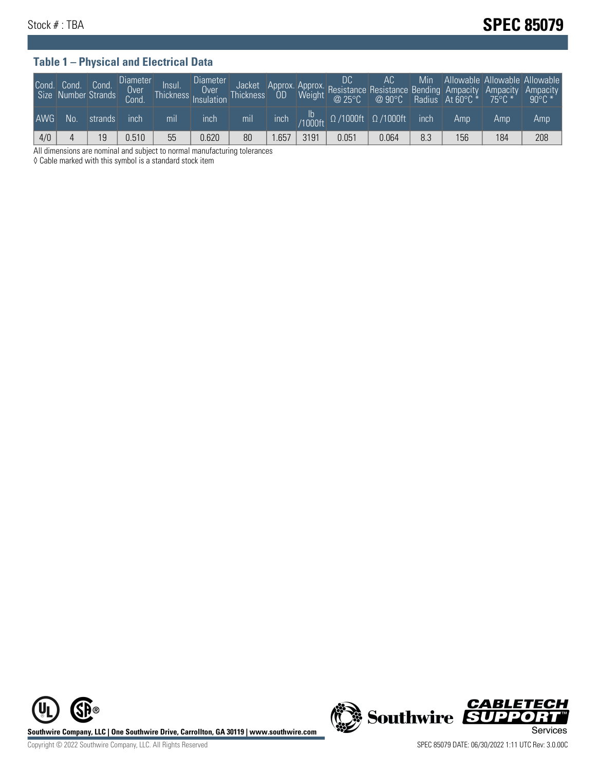### Table 1 – Physical and Electrical Data

| Cond. Size | Cond. Number | Cond. Strands | Diameter Over Cond. | Insul. Thickness | Diameter Over Insulation | Jacket Thickness | Approx. OD | Approx. Weight | DC Resistance @ 25°C | AC Resistance @ 90°C | Min Bending Radius | Allowable Ampacity At 60°C * | Allowable Ampacity 75°C * | Allowable Ampacity 90°C * |
|---|---|---|---|---|---|---|---|---|---|---|---|---|---|---|
| AWG | No. | strands | inch | mil | inch | mil | inch | lb /1000ft | Ω /1000ft | Ω /1000ft | inch | Amp | Amp | Amp |
| 4/0 | 4 | 19 | 0.510 | 55 | 0.620 | 80 | 1.657 | 3191 | 0.051 | 0.064 | 8.3 | 156 | 184 | 208 |

All dimensions are nominal and subject to normal manufacturing tolerances

◊ Cable marked with this symbol is a standard stock item